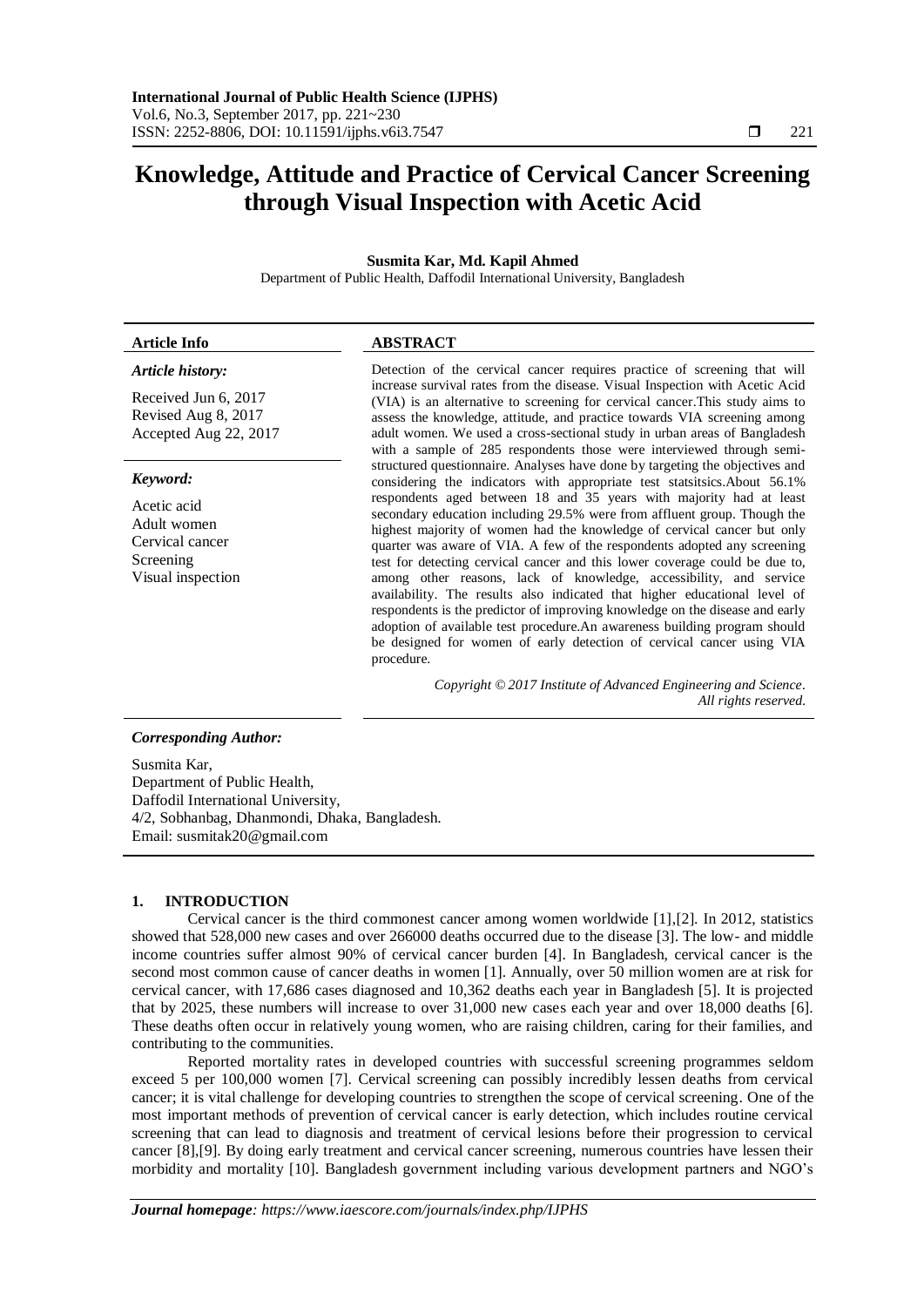# Knowledge, Attitude and Practice of Cervical Cancer Screening through Visual Inspection with Acetic Acid

**Susmita Kar, Md. Kapil Ahmed**

Department of Public Health, Daffodil International University, Bangladesh

| **Article Info** | **ABSTRACT** |
| --- | --- |
| ***Article history:*** <br><br> Received Jun 6, 2017 <br> Revised Aug 8, 2017 <br> Accepted Aug 22, 2017 <br><br> ***Keyword:*** <br><br> Acetic acid <br> Adult women <br> Cervical cancer <br> Screening <br> Visual inspection | Detection of the cervical cancer requires practice of screening that will increase survival rates from the disease. Visual Inspection with Acetic Acid (VIA) is an alternative to screening for cervical cancer.This study aims to assess the knowledge, attitude, and practice towards VIA screening among adult women. We used a cross-sectional study in urban areas of Bangladesh with a sample of 285 respondents those were interviewed through semi-structured questionnaire. Analyses have done by targeting the objectives and considering the indicators with appropriate test statsitsics.About 56.1% respondents aged between 18 and 35 years with majority had at least secondary education including 29.5% were from affluent group. Though the highest majority of women had the knowledge of cervical cancer but only quarter was aware of VIA. A few of the respondents adopted any screening test for detecting cervical cancer and this lower coverage could be due to, among other reasons, lack of knowledge, accessibility, and service availability. The results also indicated that higher educational level of respondents is the predictor of improving knowledge on the disease and early adoption of available test procedure.An awareness building program should be designed for women of early detection of cervical cancer using VIA procedure. <br><br> *Copyright © 2017 Institute of Advanced Engineering and Science. All rights reserved.* |

***Corresponding Author:***

Susmita Kar,
Department of Public Health,
Daffodil International University,
4/2, Sobhanbag, Dhanmondi, Dhaka, Bangladesh.
Email: susmitak20@gmail.com

## 1. INTRODUCTION

Cervical cancer is the third commonest cancer among women worldwide [1],[2]. In 2012, statistics showed that 528,000 new cases and over 266000 deaths occurred due to the disease [3]. The low- and middle income countries suffer almost 90% of cervical cancer burden [4]. In Bangladesh, cervical cancer is the second most common cause of cancer deaths in women [1]. Annually, over 50 million women are at risk for cervical cancer, with 17,686 cases diagnosed and 10,362 deaths each year in Bangladesh [5]. It is projected that by 2025, these numbers will increase to over 31,000 new cases each year and over 18,000 deaths [6]. These deaths often occur in relatively young women, who are raising children, caring for their families, and contributing to the communities.

Reported mortality rates in developed countries with successful screening programmes seldom exceed 5 per 100,000 women [7]. Cervical screening can possibly incredibly lessen deaths from cervical cancer; it is vital challenge for developing countries to strengthen the scope of cervical screening. One of the most important methods of prevention of cervical cancer is early detection, which includes routine cervical screening that can lead to diagnosis and treatment of cervical lesions before their progression to cervical cancer [8],[9]. By doing early treatment and cervical cancer screening, numerous countries have lessen their morbidity and mortality [10]. Bangladesh government including various development partners and NGO's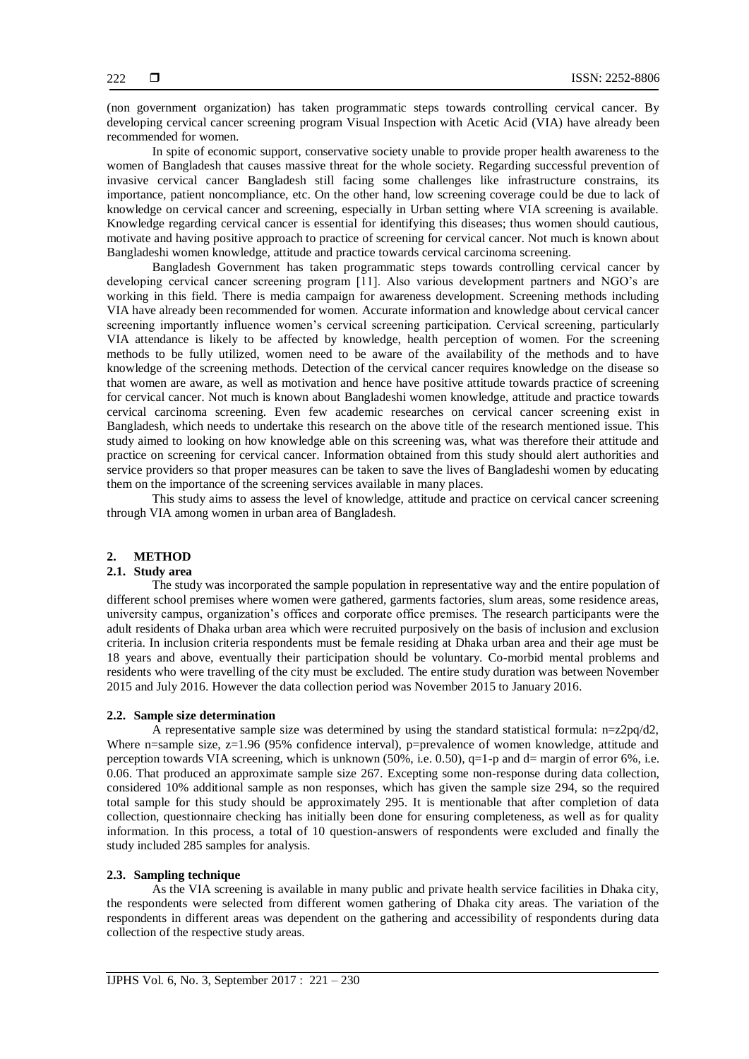(non government organization) has taken programmatic steps towards controlling cervical cancer. By developing cervical cancer screening program Visual Inspection with Acetic Acid (VIA) have already been recommended for women.

In spite of economic support, conservative society unable to provide proper health awareness to the women of Bangladesh that causes massive threat for the whole society. Regarding successful prevention of invasive cervical cancer Bangladesh still facing some challenges like infrastructure constrains, its importance, patient noncompliance, etc. On the other hand, low screening coverage could be due to lack of knowledge on cervical cancer and screening, especially in Urban setting where VIA screening is available. Knowledge regarding cervical cancer is essential for identifying this diseases; thus women should cautious, motivate and having positive approach to practice of screening for cervical cancer. Not much is known about Bangladeshi women knowledge, attitude and practice towards cervical carcinoma screening.

Bangladesh Government has taken programmatic steps towards controlling cervical cancer by developing cervical cancer screening program [11]. Also various development partners and NGO's are working in this field. There is media campaign for awareness development. Screening methods including VIA have already been recommended for women. Accurate information and knowledge about cervical cancer screening importantly influence women's cervical screening participation. Cervical screening, particularly VIA attendance is likely to be affected by knowledge, health perception of women. For the screening methods to be fully utilized, women need to be aware of the availability of the methods and to have knowledge of the screening methods. Detection of the cervical cancer requires knowledge on the disease so that women are aware, as well as motivation and hence have positive attitude towards practice of screening for cervical cancer. Not much is known about Bangladeshi women knowledge, attitude and practice towards cervical carcinoma screening. Even few academic researches on cervical cancer screening exist in Bangladesh, which needs to undertake this research on the above title of the research mentioned issue. This study aimed to looking on how knowledge able on this screening was, what was therefore their attitude and practice on screening for cervical cancer. Information obtained from this study should alert authorities and service providers so that proper measures can be taken to save the lives of Bangladeshi women by educating them on the importance of the screening services available in many places.

This study aims to assess the level of knowledge, attitude and practice on cervical cancer screening through VIA among women in urban area of Bangladesh.

## 2. METHOD

### 2.1. Study area

The study was incorporated the sample population in representative way and the entire population of different school premises where women were gathered, garments factories, slum areas, some residence areas, university campus, organization's offices and corporate office premises. The research participants were the adult residents of Dhaka urban area which were recruited purposively on the basis of inclusion and exclusion criteria. In inclusion criteria respondents must be female residing at Dhaka urban area and their age must be 18 years and above, eventually their participation should be voluntary. Co-morbid mental problems and residents who were travelling of the city must be excluded. The entire study duration was between November 2015 and July 2016. However the data collection period was November 2015 to January 2016.

### 2.2. Sample size determination

A representative sample size was determined by using the standard statistical formula: n=z2pq/d2, Where n=sample size, z=1.96 (95% confidence interval), p=prevalence of women knowledge, attitude and perception towards VIA screening, which is unknown (50%, i.e. 0.50), q=1-p and d= margin of error 6%, i.e. 0.06. That produced an approximate sample size 267. Excepting some non-response during data collection, considered 10% additional sample as non responses, which has given the sample size 294, so the required total sample for this study should be approximately 295. It is mentionable that after completion of data collection, questionnaire checking has initially been done for ensuring completeness, as well as for quality information. In this process, a total of 10 question-answers of respondents were excluded and finally the study included 285 samples for analysis.

### 2.3. Sampling technique

As the VIA screening is available in many public and private health service facilities in Dhaka city, the respondents were selected from different women gathering of Dhaka city areas. The variation of the respondents in different areas was dependent on the gathering and accessibility of respondents during data collection of the respective study areas.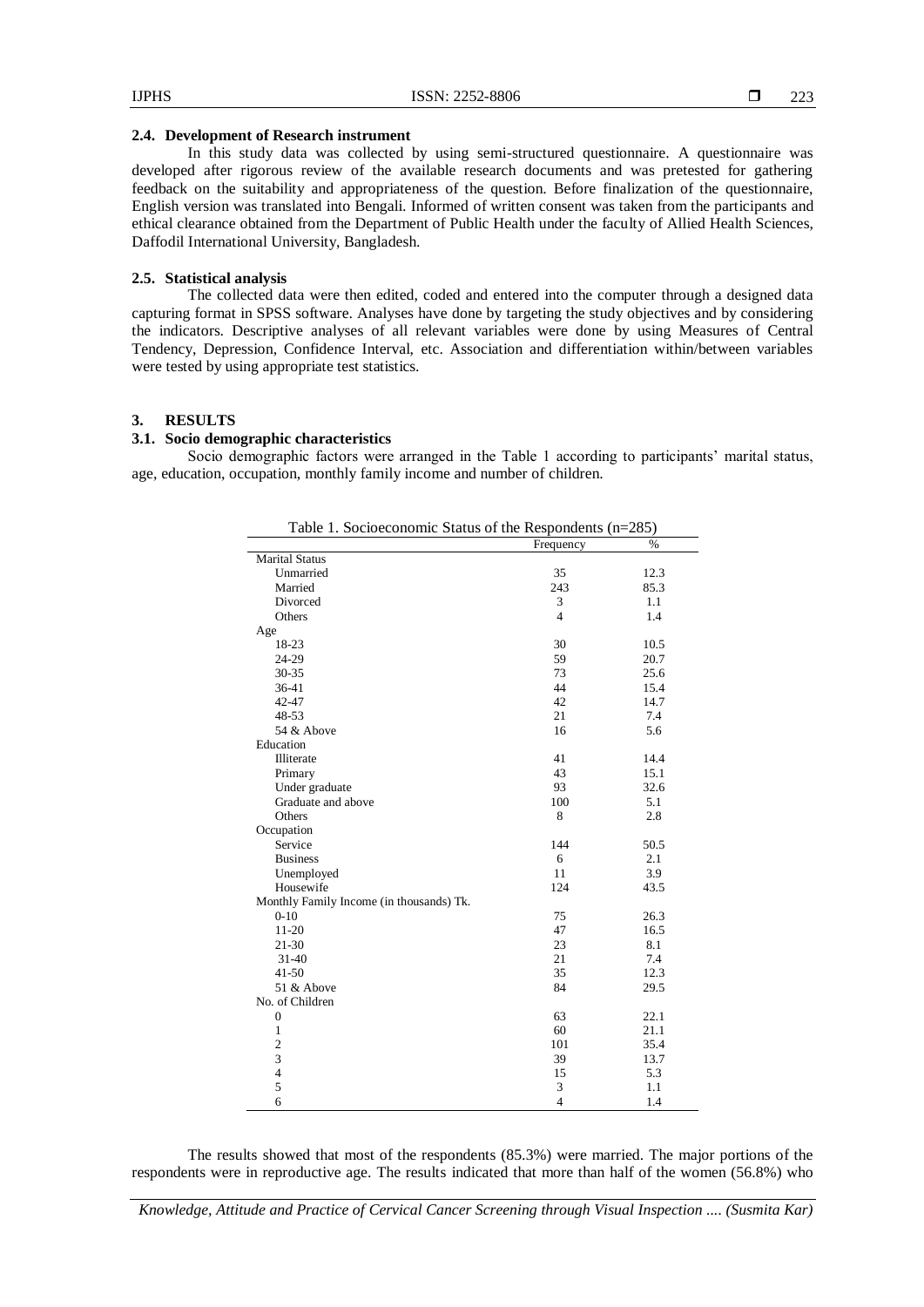### 2.4. Development of Research instrument

In this study data was collected by using semi-structured questionnaire. A questionnaire was developed after rigorous review of the available research documents and was pretested for gathering feedback on the suitability and appropriateness of the question. Before finalization of the questionnaire, English version was translated into Bengali. Informed of written consent was taken from the participants and ethical clearance obtained from the Department of Public Health under the faculty of Allied Health Sciences, Daffodil International University, Bangladesh.

### 2.5. Statistical analysis

The collected data were then edited, coded and entered into the computer through a designed data capturing format in SPSS software. Analyses have done by targeting the study objectives and by considering the indicators. Descriptive analyses of all relevant variables were done by using Measures of Central Tendency, Depression, Confidence Interval, etc. Association and differentiation within/between variables were tested by using appropriate test statistics.

## 3. RESULTS

### 3.1. Socio demographic characteristics

Socio demographic factors were arranged in the Table 1 according to participants' marital status, age, education, occupation, monthly family income and number of children.

Table 1. Socioeconomic Status of the Respondents (n=285)

| | Frequency | % |
|---|---|---|
| Marital Status | | |
| Unmarried | 35 | 12.3 |
| Married | 243 | 85.3 |
| Divorced | 3 | 1.1 |
| Others | 4 | 1.4 |
| Age | | |
| 18-23 | 30 | 10.5 |
| 24-29 | 59 | 20.7 |
| 30-35 | 73 | 25.6 |
| 36-41 | 44 | 15.4 |
| 42-47 | 42 | 14.7 |
| 48-53 | 21 | 7.4 |
| 54 & Above | 16 | 5.6 |
| Education | | |
| Illiterate | 41 | 14.4 |
| Primary | 43 | 15.1 |
| Under graduate | 93 | 32.6 |
| Graduate and above | 100 | 5.1 |
| Others | 8 | 2.8 |
| Occupation | | |
| Service | 144 | 50.5 |
| Business | 6 | 2.1 |
| Unemployed | 11 | 3.9 |
| Housewife | 124 | 43.5 |
| Monthly Family Income (in thousands) Tk. | | |
| 0-10 | 75 | 26.3 |
| 11-20 | 47 | 16.5 |
| 21-30 | 23 | 8.1 |
| 31-40 | 21 | 7.4 |
| 41-50 | 35 | 12.3 |
| 51 & Above | 84 | 29.5 |
| No. of Children | | |
| 0 | 63 | 22.1 |
| 1 | 60 | 21.1 |
| 2 | 101 | 35.4 |
| 3 | 39 | 13.7 |
| 4 | 15 | 5.3 |
| 5 | 3 | 1.1 |
| 6 | 4 | 1.4 |

The results showed that most of the respondents (85.3%) were married. The major portions of the respondents were in reproductive age. The results indicated that more than half of the women (56.8%) who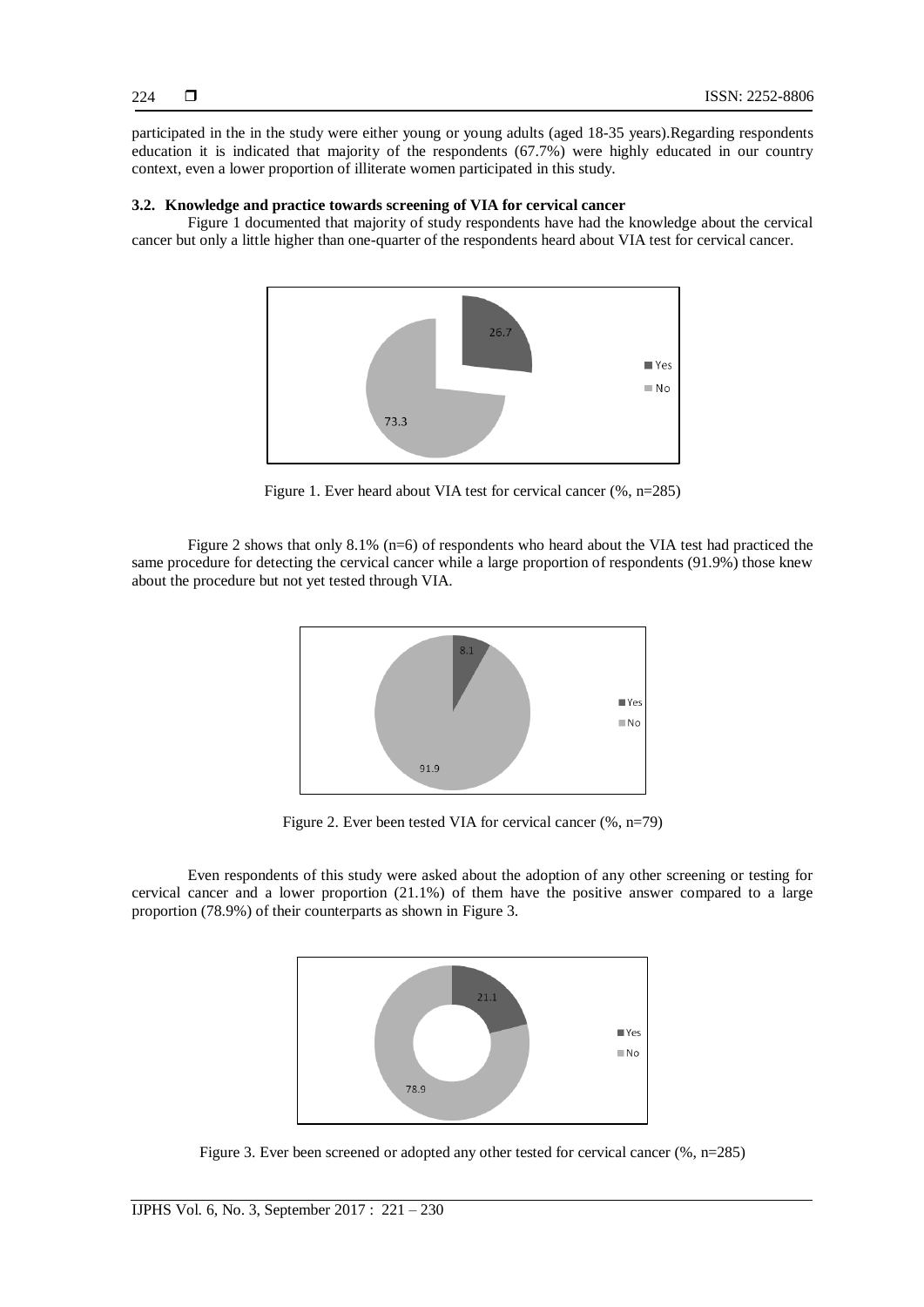participated in the in the study were either young or young adults (aged 18-35 years).Regarding respondents education it is indicated that majority of the respondents (67.7%) were highly educated in our country context, even a lower proportion of illiterate women participated in this study.

### 3.2. Knowledge and practice towards screening of VIA for cervical cancer

Figure 1 documented that majority of study respondents have had the knowledge about the cervical cancer but only a little higher than one-quarter of the respondents heard about VIA test for cervical cancer.

26.7
73.3
Yes
No

Figure 1. Ever heard about VIA test for cervical cancer (%, n=285)

Figure 2 shows that only 8.1% (n=6) of respondents who heard about the VIA test had practiced the same procedure for detecting the cervical cancer while a large proportion of respondents (91.9%) those knew about the procedure but not yet tested through VIA.

8.1
91.9
Yes
No

Figure 2. Ever been tested VIA for cervical cancer (%, n=79)

Even respondents of this study were asked about the adoption of any other screening or testing for cervical cancer and a lower proportion (21.1%) of them have the positive answer compared to a large proportion (78.9%) of their counterparts as shown in Figure 3.

21.1
78.9
Yes
No

Figure 3. Ever been screened or adopted any other tested for cervical cancer (%, n=285)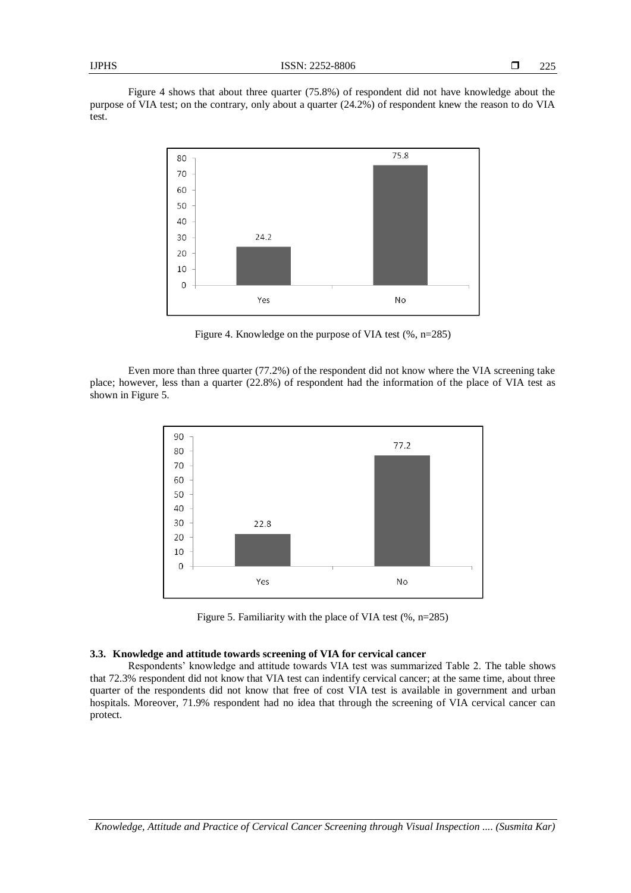Figure 4 shows that about three quarter (75.8%) of respondent did not have knowledge about the purpose of VIA test; on the contrary, only about a quarter (24.2%) of respondent knew the reason to do VIA test.

80
70
60
50
40
30
20
10
0

24.2
75.8

Yes
No

Figure 4. Knowledge on the purpose of VIA test (%, n=285)

Even more than three quarter (77.2%) of the respondent did not know where the VIA screening take place; however, less than a quarter (22.8%) of respondent had the information of the place of VIA test as shown in Figure 5.

90
80
70
60
50
40
30
20
10
0

22.8
77.2

Yes
No

Figure 5. Familiarity with the place of VIA test (%, n=285)

### 3.3. Knowledge and attitude towards screening of VIA for cervical cancer

Respondents' knowledge and attitude towards VIA test was summarized Table 2. The table shows that 72.3% respondent did not know that VIA test can indentify cervical cancer; at the same time, about three quarter of the respondents did not know that free of cost VIA test is available in government and urban hospitals. Moreover, 71.9% respondent had no idea that through the screening of VIA cervical cancer can protect.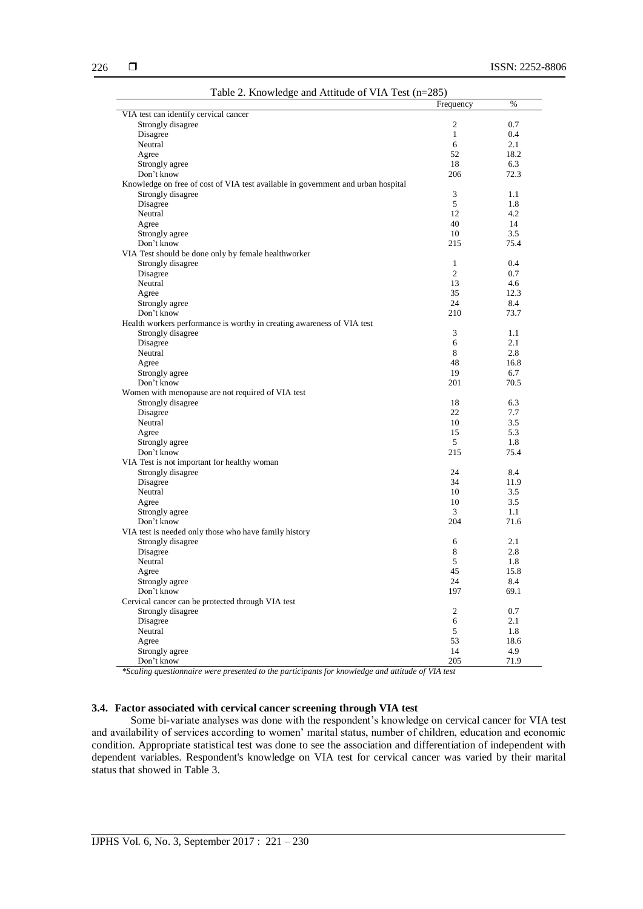Table 2. Knowledge and Attitude of VIA Test (n=285)

| | Frequency | % |
|---|---|---|
| VIA test can identify cervical cancer | | |
| Strongly disagree | 2 | 0.7 |
| Disagree | 1 | 0.4 |
| Neutral | 6 | 2.1 |
| Agree | 52 | 18.2 |
| Strongly agree | 18 | 6.3 |
| Don't know | 206 | 72.3 |
| Knowledge on free of cost of VIA test available in government and urban hospital | | |
| Strongly disagree | 3 | 1.1 |
| Disagree | 5 | 1.8 |
| Neutral | 12 | 4.2 |
| Agree | 40 | 14 |
| Strongly agree | 10 | 3.5 |
| Don't know | 215 | 75.4 |
| VIA Test should be done only by female healthworker | | |
| Strongly disagree | 1 | 0.4 |
| Disagree | 2 | 0.7 |
| Neutral | 13 | 4.6 |
| Agree | 35 | 12.3 |
| Strongly agree | 24 | 8.4 |
| Don't know | 210 | 73.7 |
| Health workers performance is worthy in creating awareness of VIA test | | |
| Strongly disagree | 3 | 1.1 |
| Disagree | 6 | 2.1 |
| Neutral | 8 | 2.8 |
| Agree | 48 | 16.8 |
| Strongly agree | 19 | 6.7 |
| Don't know | 201 | 70.5 |
| Women with menopause are not required of VIA test | | |
| Strongly disagree | 18 | 6.3 |
| Disagree | 22 | 7.7 |
| Neutral | 10 | 3.5 |
| Agree | 15 | 5.3 |
| Strongly agree | 5 | 1.8 |
| Don't know | 215 | 75.4 |
| VIA Test is not important for healthy woman | | |
| Strongly disagree | 24 | 8.4 |
| Disagree | 34 | 11.9 |
| Neutral | 10 | 3.5 |
| Agree | 10 | 3.5 |
| Strongly agree | 3 | 1.1 |
| Don't know | 204 | 71.6 |
| VIA test is needed only those who have family history | | |
| Strongly disagree | 6 | 2.1 |
| Disagree | 8 | 2.8 |
| Neutral | 5 | 1.8 |
| Agree | 45 | 15.8 |
| Strongly agree | 24 | 8.4 |
| Don't know | 197 | 69.1 |
| Cervical cancer can be protected through VIA test | | |
| Strongly disagree | 2 | 0.7 |
| Disagree | 6 | 2.1 |
| Neutral | 5 | 1.8 |
| Agree | 53 | 18.6 |
| Strongly agree | 14 | 4.9 |
| Don't know | 205 | 71.9 |

*\*Scaling questionnaire were presented to the participants for knowledge and attitude of VIA test*

### 3.4. Factor associated with cervical cancer screening through VIA test

Some bi-variate analyses was done with the respondent's knowledge on cervical cancer for VIA test and availability of services according to women' marital status, number of children, education and economic condition. Appropriate statistical test was done to see the association and differentiation of independent with dependent variables. Respondent's knowledge on VIA test for cervical cancer was varied by their marital status that showed in Table 3.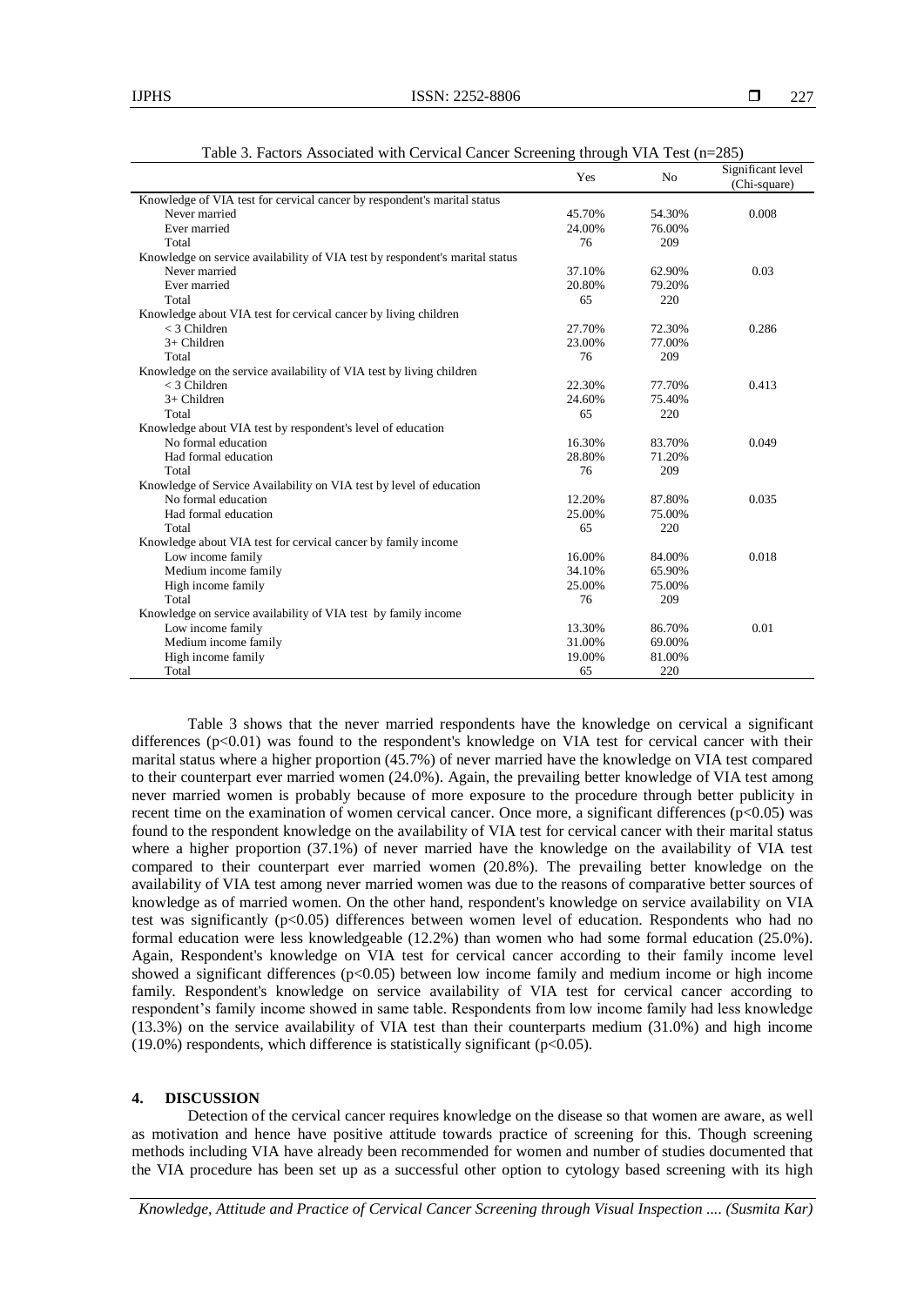Table 3. Factors Associated with Cervical Cancer Screening through VIA Test (n=285)

| | Yes | No | Significant level (Chi-square) |
|---|---|---|---|
| Knowledge of VIA test for cervical cancer by respondent's marital status | | | |
| Never married | 45.70% | 54.30% | 0.008 |
| Ever married | 24.00% | 76.00% | |
| Total | 76 | 209 | |
| Knowledge on service availability of VIA test by respondent's marital status | | | |
| Never married | 37.10% | 62.90% | 0.03 |
| Ever married | 20.80% | 79.20% | |
| Total | 65 | 220 | |
| Knowledge about VIA test for cervical cancer by living children | | | |
| < 3 Children | 27.70% | 72.30% | 0.286 |
| 3+ Children | 23.00% | 77.00% | |
| Total | 76 | 209 | |
| Knowledge on the service availability of VIA test by living children | | | |
| < 3 Children | 22.30% | 77.70% | 0.413 |
| 3+ Children | 24.60% | 75.40% | |
| Total | 65 | 220 | |
| Knowledge about VIA test by respondent's level of education | | | |
| No formal education | 16.30% | 83.70% | 0.049 |
| Had formal education | 28.80% | 71.20% | |
| Total | 76 | 209 | |
| Knowledge of Service Availability on VIA test by level of education | | | |
| No formal education | 12.20% | 87.80% | 0.035 |
| Had formal education | 25.00% | 75.00% | |
| Total | 65 | 220 | |
| Knowledge about VIA test for cervical cancer by family income | | | |
| Low income family | 16.00% | 84.00% | 0.018 |
| Medium income family | 34.10% | 65.90% | |
| High income family | 25.00% | 75.00% | |
| Total | 76 | 209 | |
| Knowledge on service availability of VIA test by family income | | | |
| Low income family | 13.30% | 86.70% | 0.01 |
| Medium income family | 31.00% | 69.00% | |
| High income family | 19.00% | 81.00% | |
| Total | 65 | 220 | |

Table 3 shows that the never married respondents have the knowledge on cervical a significant differences ($p<0.01$) was found to the respondent's knowledge on VIA test for cervical cancer with their marital status where a higher proportion (45.7%) of never married have the knowledge on VIA test compared to their counterpart ever married women (24.0%). Again, the prevailing better knowledge of VIA test among never married women is probably because of more exposure to the procedure through better publicity in recent time on the examination of women cervical cancer. Once more, a significant differences ($p<0.05$) was found to the respondent knowledge on the availability of VIA test for cervical cancer with their marital status where a higher proportion (37.1%) of never married have the knowledge on the availability of VIA test compared to their counterpart ever married women (20.8%). The prevailing better knowledge on the availability of VIA test among never married women was due to the reasons of comparative better sources of knowledge as of married women. On the other hand, respondent's knowledge on service availability on VIA test was significantly ($p<0.05$) differences between women level of education. Respondents who had no formal education were less knowledgeable (12.2%) than women who had some formal education (25.0%). Again, Respondent's knowledge on VIA test for cervical cancer according to their family income level showed a significant differences ($p<0.05$) between low income family and medium income or high income family. Respondent's knowledge on service availability of VIA test for cervical cancer according to respondent's family income showed in same table. Respondents from low income family had less knowledge (13.3%) on the service availability of VIA test than their counterparts medium (31.0%) and high income (19.0%) respondents, which difference is statistically significant ($p<0.05$).

## 4. DISCUSSION

Detection of the cervical cancer requires knowledge on the disease so that women are aware, as well as motivation and hence have positive attitude towards practice of screening for this. Though screening methods including VIA have already been recommended for women and number of studies documented that the VIA procedure has been set up as a successful other option to cytology based screening with its high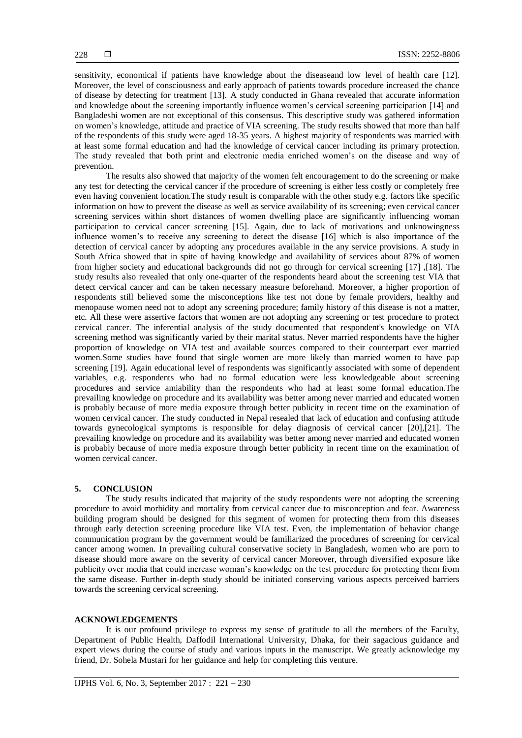sensitivity, economical if patients have knowledge about the diseaseand low level of health care [12]. Moreover, the level of consciousness and early approach of patients towards procedure increased the chance of disease by detecting for treatment [13]. A study conducted in Ghana revealed that accurate information and knowledge about the screening importantly influence women's cervical screening participation [14] and Bangladeshi women are not exceptional of this consensus. This descriptive study was gathered information on women's knowledge, attitude and practice of VIA screening. The study results showed that more than half of the respondents of this study were aged 18-35 years. A highest majority of respondents was married with at least some formal education and had the knowledge of cervical cancer including its primary protection. The study revealed that both print and electronic media enriched women's on the disease and way of prevention.

The results also showed that majority of the women felt encouragement to do the screening or make any test for detecting the cervical cancer if the procedure of screening is either less costly or completely free even having convenient location.The study result is comparable with the other study e.g. factors like specific information on how to prevent the disease as well as service availability of its screening; even cervical cancer screening services within short distances of women dwelling place are significantly influencing woman participation to cervical cancer screening [15]. Again, due to lack of motivations and unknowingness influence women's to receive any screening to detect the disease [16] which is also importance of the detection of cervical cancer by adopting any procedures available in the any service provisions. A study in South Africa showed that in spite of having knowledge and availability of services about 87% of women from higher society and educational backgrounds did not go through for cervical screening [17] ,[18]. The study results also revealed that only one-quarter of the respondents heard about the screening test VIA that detect cervical cancer and can be taken necessary measure beforehand. Moreover, a higher proportion of respondents still believed some the misconceptions like test not done by female providers, healthy and menopause women need not to adopt any screening procedure; family history of this disease is not a matter, etc. All these were assertive factors that women are not adopting any screening or test procedure to protect cervical cancer. The inferential analysis of the study documented that respondent's knowledge on VIA screening method was significantly varied by their marital status. Never married respondents have the higher proportion of knowledge on VIA test and available sources compared to their counterpart ever married women.Some studies have found that single women are more likely than married women to have pap screening [19]. Again educational level of respondents was significantly associated with some of dependent variables, e.g. respondents who had no formal education were less knowledgeable about screening procedures and service amiability than the respondents who had at least some formal education.The prevailing knowledge on procedure and its availability was better among never married and educated women is probably because of more media exposure through better publicity in recent time on the examination of women cervical cancer. The study conducted in Nepal resealed that lack of education and confusing attitude towards gynecological symptoms is responsible for delay diagnosis of cervical cancer [20],[21]. The prevailing knowledge on procedure and its availability was better among never married and educated women is probably because of more media exposure through better publicity in recent time on the examination of women cervical cancer.

## 5. CONCLUSION

The study results indicated that majority of the study respondents were not adopting the screening procedure to avoid morbidity and mortality from cervical cancer due to misconception and fear. Awareness building program should be designed for this segment of women for protecting them from this diseases through early detection screening procedure like VIA test. Even, the implementation of behavior change communication program by the government would be familiarized the procedures of screening for cervical cancer among women. In prevailing cultural conservative society in Bangladesh, women who are porn to disease should more aware on the severity of cervical cancer Moreover, through diversified exposure like publicity over media that could increase woman's knowledge on the test procedure for protecting them from the same disease. Further in-depth study should be initiated conserving various aspects perceived barriers towards the screening cervical screening.

## ACKNOWLEDGEMENTS

It is our profound privilege to express my sense of gratitude to all the members of the Faculty, Department of Public Health, Daffodil International University, Dhaka, for their sagacious guidance and expert views during the course of study and various inputs in the manuscript. We greatly acknowledge my friend, Dr. Sohela Mustari for her guidance and help for completing this venture.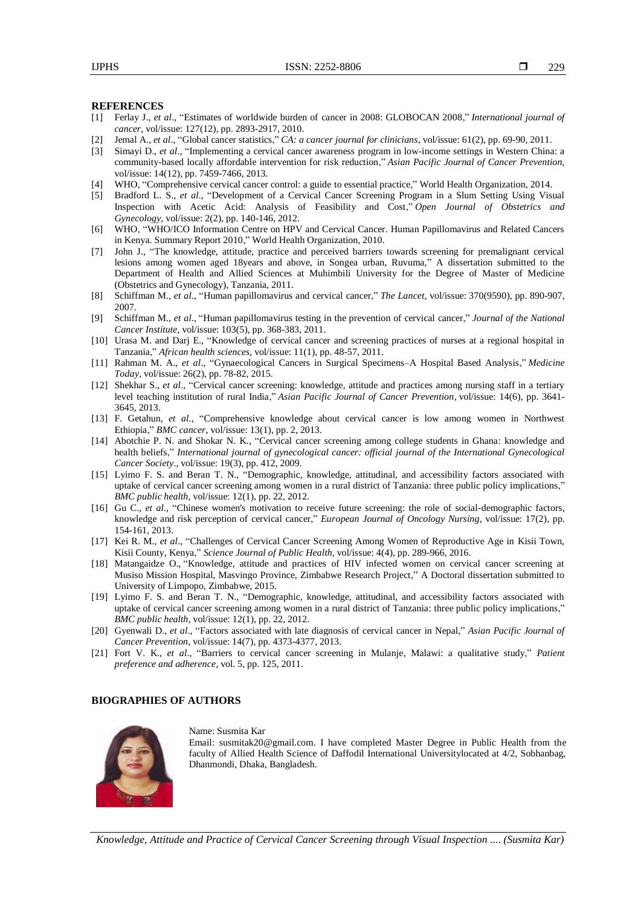## REFERENCES

[1] Ferlay J., *et al*., "Estimates of worldwide burden of cancer in 2008: GLOBOCAN 2008," *International journal of cancer*, vol/issue: 127(12), pp. 2893-2917, 2010.

[2] Jemal A., *et al*., "Global cancer statistics," *CA: a cancer journal for clinicians*, vol/issue: 61(2), pp. 69-90, 2011.

[3] Simayi D., *et al*., "Implementing a cervical cancer awareness program in low-income settings in Western China: a community-based locally affordable intervention for risk reduction," *Asian Pacific Journal of Cancer Prevention*, vol/issue: 14(12), pp. 7459-7466, 2013.

[4] WHO, "Comprehensive cervical cancer control: a guide to essential practice," World Health Organization, 2014.

[5] Bradford L. S., *et al*., "Development of a Cervical Cancer Screening Program in a Slum Setting Using Visual Inspection with Acetic Acid: Analysis of Feasibility and Cost," *Open Journal of Obstetrics and Gynecology*, vol/issue: 2(2), pp. 140-146, 2012.

[6] WHO, "WHO/ICO Information Centre on HPV and Cervical Cancer. Human Papillomavirus and Related Cancers in Kenya. Summary Report 2010," World Health Organization, 2010.

[7] John J., "The knowledge, attitude, practice and perceived barriers towards screening for premalignant cervical lesions among women aged 18years and above, in Songea urban, Ruvuma," A dissertation submitted to the Department of Health and Allied Sciences at Muhimbili University for the Degree of Master of Medicine (Obstetrics and Gynecology), Tanzania, 2011.

[8] Schiffman M., *et al*., "Human papillomavirus and cervical cancer," *The Lancet*, vol/issue: 370(9590), pp. 890-907, 2007.

[9] Schiffman M., *et al*., "Human papillomavirus testing in the prevention of cervical cancer," *Journal of the National Cancer Institute*, vol/issue: 103(5), pp. 368-383, 2011.

[10] Urasa M. and Darj E., "Knowledge of cervical cancer and screening practices of nurses at a regional hospital in Tanzania," *African health sciences*, vol/issue: 11(1), pp. 48-57, 2011.

[11] Rahman M. A., *et al*., "Gynaecological Cancers in Surgical Specimens–A Hospital Based Analysis," *Medicine Today*, vol/issue: 26(2), pp. 78-82, 2015.

[12] Shekhar S., *et al*., "Cervical cancer screening: knowledge, attitude and practices among nursing staff in a tertiary level teaching institution of rural India," *Asian Pacific Journal of Cancer Prevention*, vol/issue: 14(6), pp. 3641-3645, 2013.

[13] F. Getahun, *et al.*, "Comprehensive knowledge about cervical cancer is low among women in Northwest Ethiopia," *BMC cancer*, vol/issue: 13(1), pp. 2, 2013.

[14] Abotchie P. N. and Shokar N. K., "Cervical cancer screening among college students in Ghana: knowledge and health beliefs," *International journal of gynecological cancer: official journal of the International Gynecological Cancer Society*., vol/issue: 19(3), pp. 412, 2009.

[15] Lyimo F. S. and Beran T. N., "Demographic, knowledge, attitudinal, and accessibility factors associated with uptake of cervical cancer screening among women in a rural district of Tanzania: three public policy implications," *BMC public health*, vol/issue: 12(1), pp. 22, 2012.

[16] Gu C., *et al*., "Chinese women's motivation to receive future screening: the role of social-demographic factors, knowledge and risk perception of cervical cancer," *European Journal of Oncology Nursing*, vol/issue: 17(2), pp. 154-161, 2013.

[17] Kei R. M., *et al*., "Challenges of Cervical Cancer Screening Among Women of Reproductive Age in Kisii Town, Kisii County, Kenya," *Science Journal of Public Health*, vol/issue: 4(4), pp. 289-966, 2016.

[18] Matangaidze O., "Knowledge, attitude and practices of HIV infected women on cervical cancer screening at Musiso Mission Hospital, Masvingo Province, Zimbabwe Research Project," A Doctoral dissertation submitted to University of Limpopo, Zimbabwe, 2015.

[19] Lyimo F. S. and Beran T. N., "Demographic, knowledge, attitudinal, and accessibility factors associated with uptake of cervical cancer screening among women in a rural district of Tanzania: three public policy implications," *BMC public health*, vol/issue: 12(1), pp. 22, 2012.

[20] Gyenwali D., *et al*., "Factors associated with late diagnosis of cervical cancer in Nepal," *Asian Pacific Journal of Cancer Prevention*, vol/issue: 14(7), pp. 4373-4377, 2013.

[21] Fort V. K., *et al*., "Barriers to cervical cancer screening in Mulanje, Malawi: a qualitative study," *Patient preference and adherence*, vol. 5, pp. 125, 2011.

## BIOGRAPHIES OF AUTHORS

Name: Susmita Kar

Email: susmitak20@gmail.com. I have completed Master Degree in Public Health from the faculty of Allied Health Science of Daffodil International Universitylocated at 4/2, Sobhanbag, Dhanmondi, Dhaka, Bangladesh.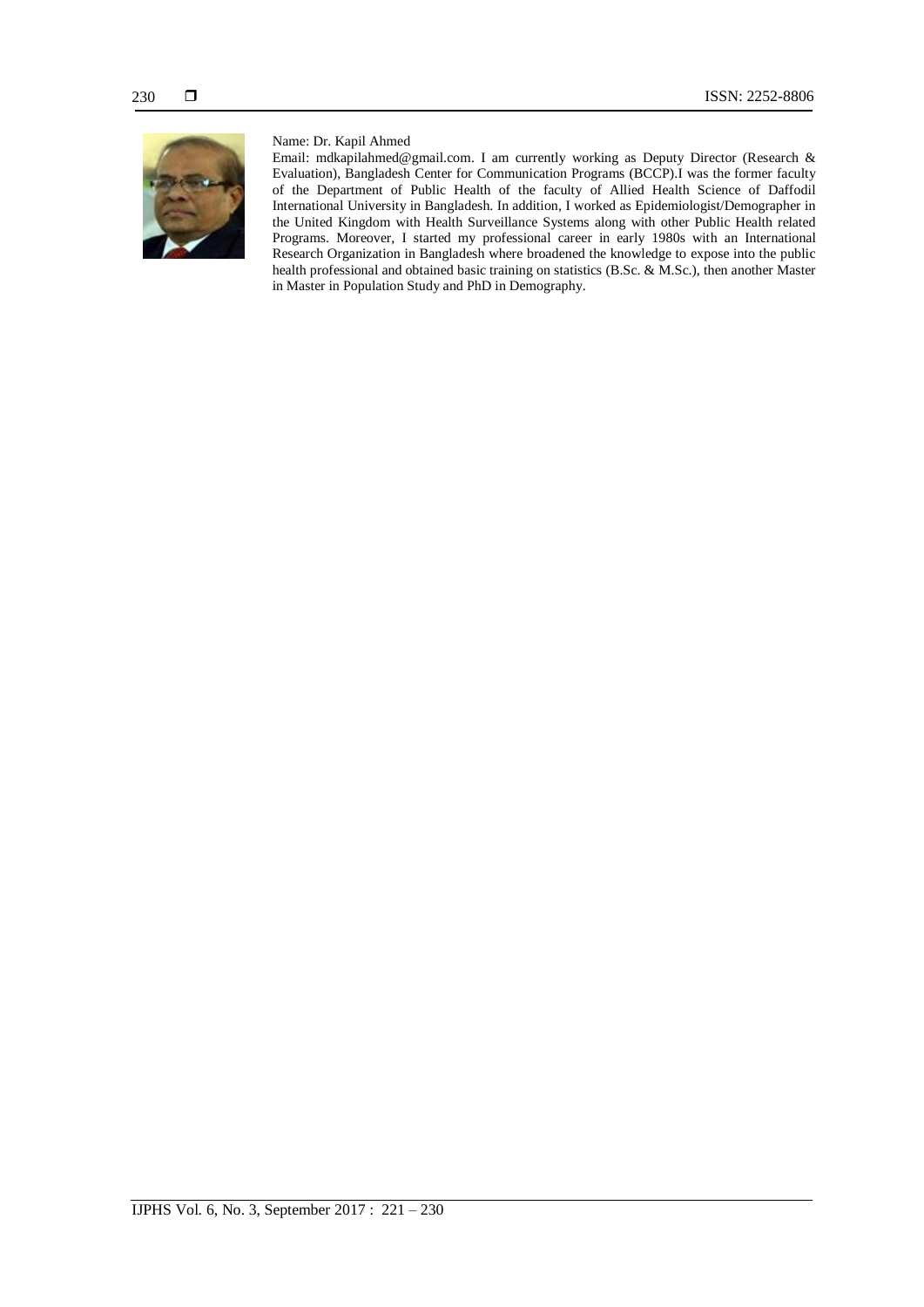Name: Dr. Kapil Ahmed

Email: mdkapilahmed@gmail.com. I am currently working as Deputy Director (Research & Evaluation), Bangladesh Center for Communication Programs (BCCP).I was the former faculty of the Department of Public Health of the faculty of Allied Health Science of Daffodil International University in Bangladesh. In addition, I worked as Epidemiologist/Demographer in the United Kingdom with Health Surveillance Systems along with other Public Health related Programs. Moreover, I started my professional career in early 1980s with an International Research Organization in Bangladesh where broadened the knowledge to expose into the public health professional and obtained basic training on statistics (B.Sc. & M.Sc.), then another Master in Master in Population Study and PhD in Demography.